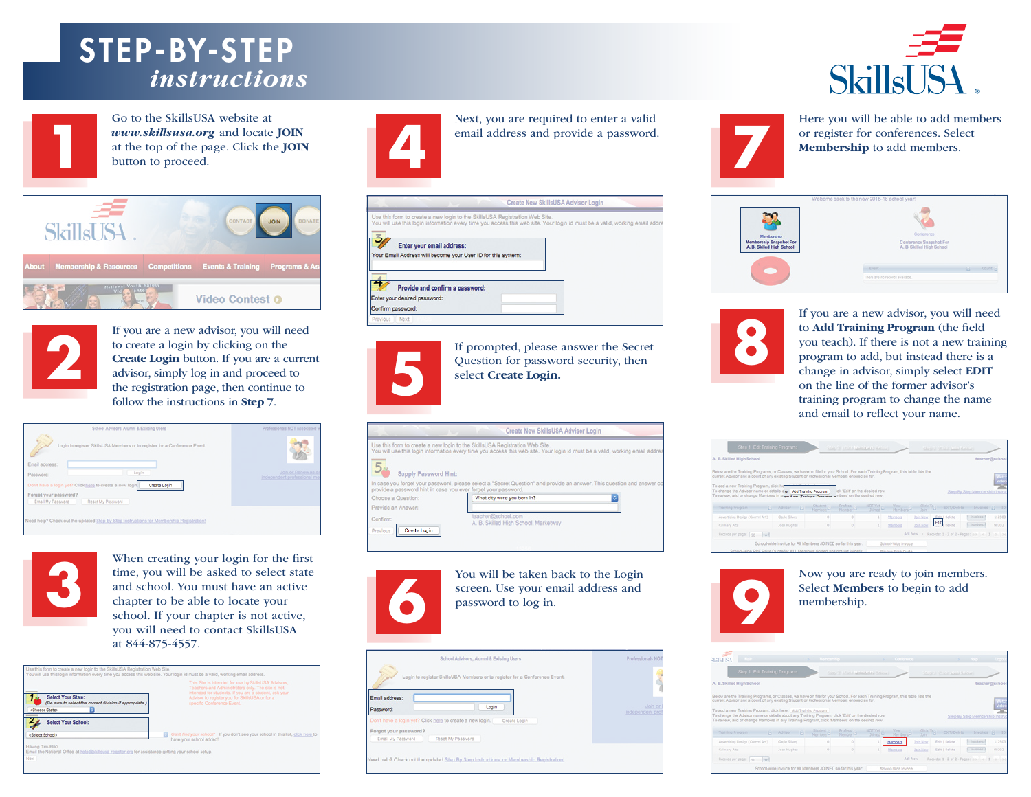# STEP-BY-STEP *instructions*

SkillsUSA

## 1

Go to the SkillsUSA website at ***www.skillsusa.org*** and locate **JOIN** at the top of the page. Click the **JOIN** button to proceed.

## 2

If you are a new advisor, you will need to create a login by clicking on the **Create Login** button. If you are a current advisor, simply log in and proceed to the registration page, then continue to follow the instructions in **Step 7**.

## 3

When creating your login for the first time, you will be asked to select state and school. You must have an active chapter to be able to locate your school. If your chapter is not active, you will need to contact SkillsUSA at 844-875-4557.

## 4

Next, you are required to enter a valid email address and provide a password.

## 5

If prompted, please answer the Secret Question for password security, then select **Create Login.**

## 6

You will be taken back to the Login screen. Use your email address and password to log in.

## 7

Here you will be able to add members or register for conferences. Select **Membership** to add members.

## 8

If you are a new advisor, you will need to **Add Training Program** (the field you teach). If there is not a new training program to add, but instead there is a change in advisor, simply select **EDIT** on the line of the former advisor's training program to change the name and email to reflect your name.

## 9

Now you are ready to join members. Select **Members** to begin to add membership.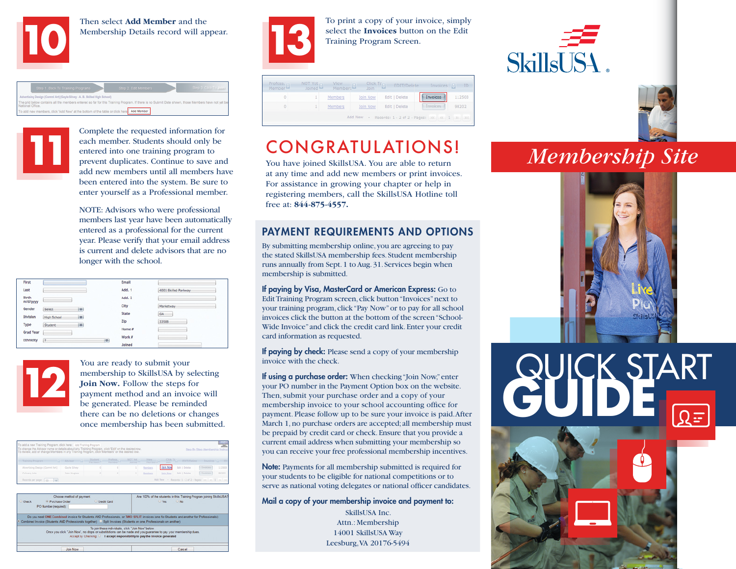## 10

Then select **Add Member** and the Membership Details record will appear.

## 11

Complete the requested information for each member. Students should only be entered into one training program to prevent duplicates. Continue to save and add new members until all members have been entered into the system. Be sure to enter yourself as a Professional member.

NOTE: Advisors who were professional members last year have been automatically entered as a professional for the current year. Please verify that your email address is current and delete advisors that are no longer with the school.

## 12

You are ready to submit your membership to SkillsUSA by selecting **Join Now.** Follow the steps for payment method and an invoice will be generated. Please be reminded there can be no deletions or changes once membership has been submitted.

## 13

To print a copy of your invoice, simply select the **Invoices** button on the Edit Training Program Screen.

# CONGRATULATIONS!

You have joined SkillsUSA. You are able to return at any time and add new members or print invoices. For assistance in growing your chapter or help in registering members, call the SkillsUSA Hotline toll free at: **844-875-4557.**

## PAYMENT REQUIREMENTS AND OPTIONS

By submitting membership online, you are agreeing to pay the stated SkillsUSA membership fees. Student membership runs annually from Sept. 1 to Aug. 31. Services begin when membership is submitted.

**If paying by Visa, MasterCard or American Express:** Go to Edit Training Program screen, click button "Invoices" next to your training program, click "Pay Now" or to pay for all school invoices click the button at the bottom of the screen "School-Wide Invoice" and click the credit card link. Enter your credit card information as requested.

**If paying by check:** Please send a copy of your membership invoice with the check.

**If using a purchase order:** When checking "Join Now," enter your PO number in the Payment Option box on the website. Then, submit your purchase order and a copy of your membership invoice to your school accounting office for payment. Please follow up to be sure your invoice is paid. After March 1, no purchase orders are accepted; all membership must be prepaid by credit card or check. Ensure that you provide a current email address when submitting your membership so you can receive your free professional membership incentives.

**Note:** Payments for all membership submitted is required for your students to be eligible for national competitions or to serve as national voting delegates or national officer candidates.

**Mail a copy of your membership invoice and payment to:**

SkillsUSA Inc.
Attn.: Membership
14001 SkillsUSA Way
Leesburg, VA 20176-5494

SkillsUSA®

*Membership Site*

# QUICK START GUIDE